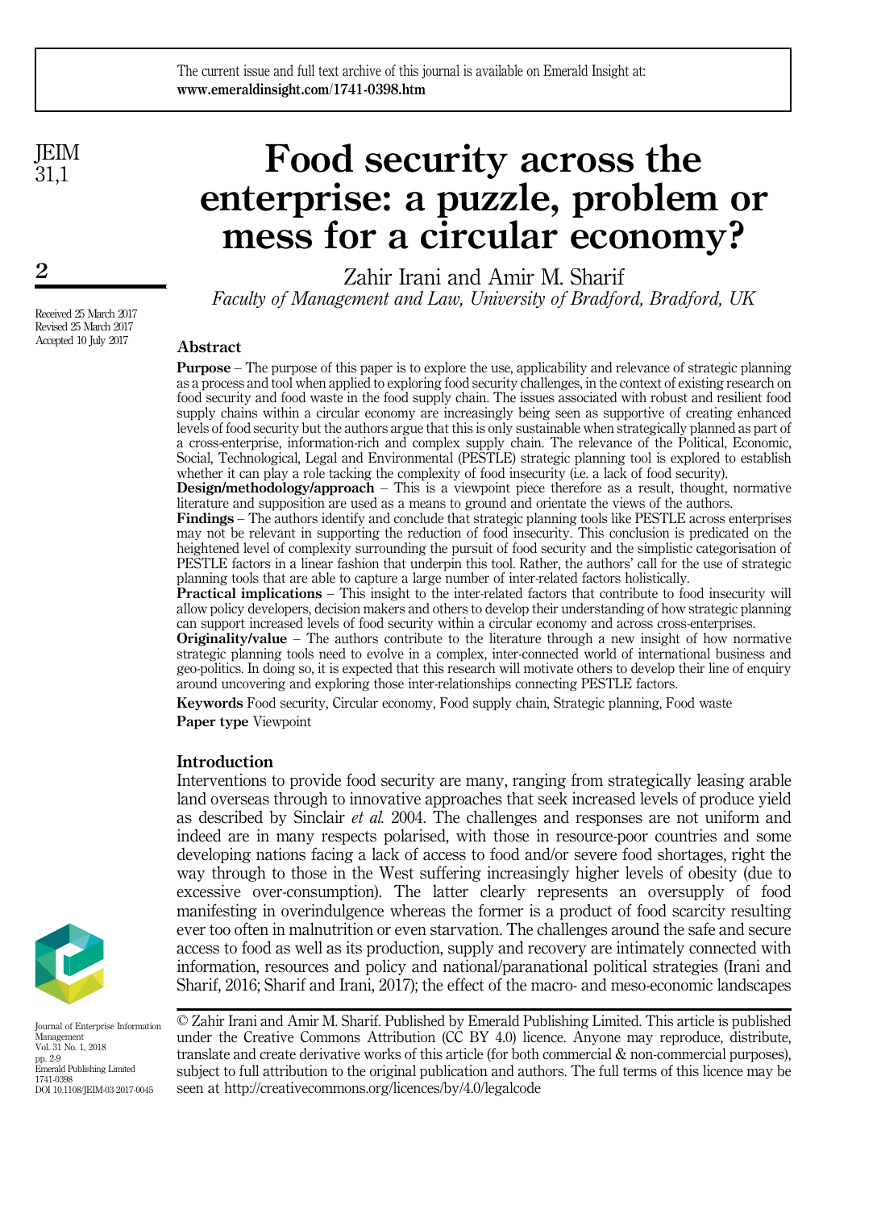# Food security across the enterprise: a puzzle, problem or mess for a circular economy?

Zahir Irani and Amir M. Sharif

*Faculty of Management and Law, University of Bradford, Bradford, UK*

Received 25 March 2017
Revised 25 March 2017
Accepted 10 July 2017

## Abstract

**Purpose** – The purpose of this paper is to explore the use, applicability and relevance of strategic planning as a process and tool when applied to exploring food security challenges, in the context of existing research on food security and food waste in the food supply chain. The issues associated with robust and resilient food supply chains within a circular economy are increasingly being seen as supportive of creating enhanced levels of food security but the authors argue that this is only sustainable when strategically planned as part of a cross-enterprise, information-rich and complex supply chain. The relevance of the Political, Economic, Social, Technological, Legal and Environmental (PESTLE) strategic planning tool is explored to establish whether it can play a role tacking the complexity of food insecurity (i.e. a lack of food security).

**Design/methodology/approach** – This is a viewpoint piece therefore as a result, thought, normative literature and supposition are used as a means to ground and orientate the views of the authors.

**Findings** – The authors identify and conclude that strategic planning tools like PESTLE across enterprises may not be relevant in supporting the reduction of food insecurity. This conclusion is predicated on the heightened level of complexity surrounding the pursuit of food security and the simplistic categorisation of PESTLE factors in a linear fashion that underpin this tool. Rather, the authors' call for the use of strategic planning tools that are able to capture a large number of inter-related factors holistically.

**Practical implications** – This insight to the inter-related factors that contribute to food insecurity will allow policy developers, decision makers and others to develop their understanding of how strategic planning can support increased levels of food security within a circular economy and across cross-enterprises.

**Originality/value** – The authors contribute to the literature through a new insight of how normative strategic planning tools need to evolve in a complex, inter-connected world of international business and geo-politics. In doing so, it is expected that this research will motivate others to develop their line of enquiry around uncovering and exploring those inter-relationships connecting PESTLE factors.

**Keywords** Food security, Circular economy, Food supply chain, Strategic planning, Food waste

**Paper type** Viewpoint

## Introduction

Interventions to provide food security are many, ranging from strategically leasing arable land overseas through to innovative approaches that seek increased levels of produce yield as described by Sinclair *et al.* 2004. The challenges and responses are not uniform and indeed are in many respects polarised, with those in resource-poor countries and some developing nations facing a lack of access to food and/or severe food shortages, right the way through to those in the West suffering increasingly higher levels of obesity (due to excessive over-consumption). The latter clearly represents an oversupply of food manifesting in overindulgence whereas the former is a product of food scarcity resulting ever too often in malnutrition or even starvation. The challenges around the safe and secure access to food as well as its production, supply and recovery are intimately connected with information, resources and policy and national/paranational political strategies (Irani and Sharif, 2016; Sharif and Irani, 2017); the effect of the macro- and meso-economic landscapes

© Zahir Irani and Amir M. Sharif. Published by Emerald Publishing Limited. This article is published under the Creative Commons Attribution (CC BY 4.0) licence. Anyone may reproduce, distribute, translate and create derivative works of this article (for both commercial & non-commercial purposes), subject to full attribution to the original publication and authors. The full terms of this licence may be seen at http://creativecommons.org/licences/by/4.0/legalcode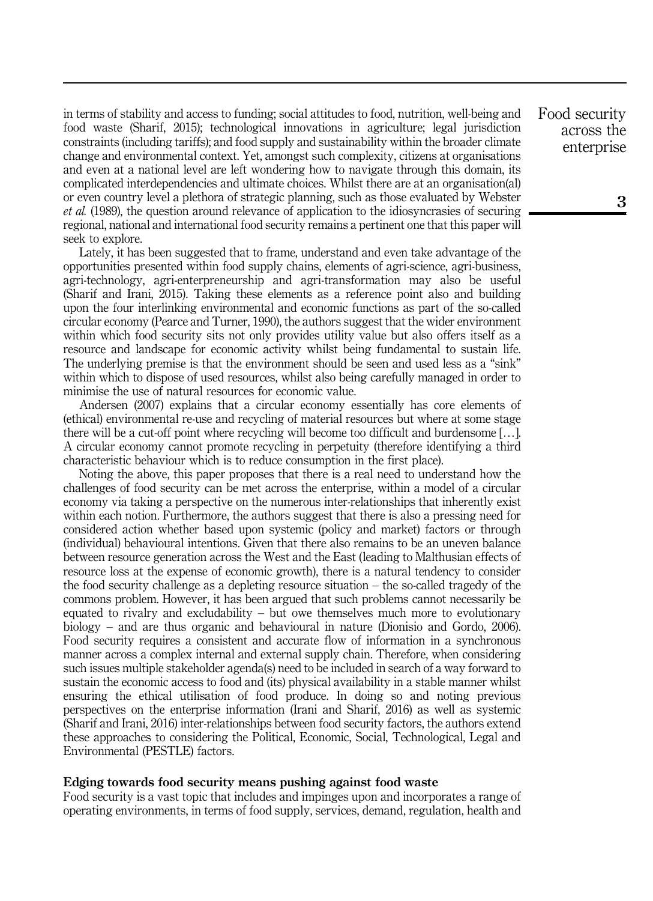in terms of stability and access to funding; social attitudes to food, nutrition, well-being and food waste (Sharif, 2015); technological innovations in agriculture; legal jurisdiction constraints (including tariffs); and food supply and sustainability within the broader climate change and environmental context. Yet, amongst such complexity, citizens at organisations and even at a national level are left wondering how to navigate through this domain, its complicated interdependencies and ultimate choices. Whilst there are at an organisation(al) or even country level a plethora of strategic planning, such as those evaluated by Webster *et al.* (1989), the question around relevance of application to the idiosyncrasies of securing regional, national and international food security remains a pertinent one that this paper will seek to explore.

Lately, it has been suggested that to frame, understand and even take advantage of the opportunities presented within food supply chains, elements of agri-science, agri-business, agri-technology, agri-enterpreneurship and agri-transformation may also be useful (Sharif and Irani, 2015). Taking these elements as a reference point also and building upon the four interlinking environmental and economic functions as part of the so-called circular economy (Pearce and Turner, 1990), the authors suggest that the wider environment within which food security sits not only provides utility value but also offers itself as a resource and landscape for economic activity whilst being fundamental to sustain life. The underlying premise is that the environment should be seen and used less as a "sink" within which to dispose of used resources, whilst also being carefully managed in order to minimise the use of natural resources for economic value.

Andersen (2007) explains that a circular economy essentially has core elements of (ethical) environmental re-use and recycling of material resources but where at some stage there will be a cut-off point where recycling will become too difficult and burdensome […]. A circular economy cannot promote recycling in perpetuity (therefore identifying a third characteristic behaviour which is to reduce consumption in the first place).

Noting the above, this paper proposes that there is a real need to understand how the challenges of food security can be met across the enterprise, within a model of a circular economy via taking a perspective on the numerous inter-relationships that inherently exist within each notion. Furthermore, the authors suggest that there is also a pressing need for considered action whether based upon systemic (policy and market) factors or through (individual) behavioural intentions. Given that there also remains to be an uneven balance between resource generation across the West and the East (leading to Malthusian effects of resource loss at the expense of economic growth), there is a natural tendency to consider the food security challenge as a depleting resource situation – the so-called tragedy of the commons problem. However, it has been argued that such problems cannot necessarily be equated to rivalry and excludability – but owe themselves much more to evolutionary biology – and are thus organic and behavioural in nature (Dionisio and Gordo, 2006). Food security requires a consistent and accurate flow of information in a synchronous manner across a complex internal and external supply chain. Therefore, when considering such issues multiple stakeholder agenda(s) need to be included in search of a way forward to sustain the economic access to food and (its) physical availability in a stable manner whilst ensuring the ethical utilisation of food produce. In doing so and noting previous perspectives on the enterprise information (Irani and Sharif, 2016) as well as systemic (Sharif and Irani, 2016) inter-relationships between food security factors, the authors extend these approaches to considering the Political, Economic, Social, Technological, Legal and Environmental (PESTLE) factors.

## Edging towards food security means pushing against food waste

Food security is a vast topic that includes and impinges upon and incorporates a range of operating environments, in terms of food supply, services, demand, regulation, health and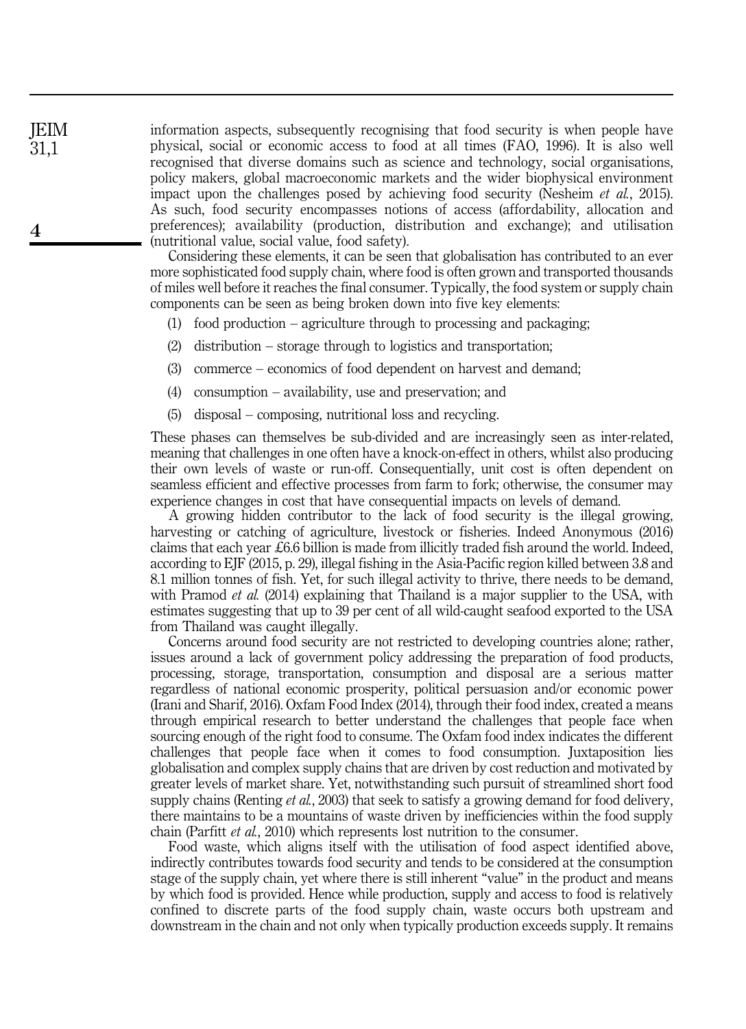information aspects, subsequently recognising that food security is when people have physical, social or economic access to food at all times (FAO, 1996). It is also well recognised that diverse domains such as science and technology, social organisations, policy makers, global macroeconomic markets and the wider biophysical environment impact upon the challenges posed by achieving food security (Nesheim *et al.*, 2015). As such, food security encompasses notions of access (affordability, allocation and preferences); availability (production, distribution and exchange); and utilisation (nutritional value, social value, food safety).

Considering these elements, it can be seen that globalisation has contributed to an ever more sophisticated food supply chain, where food is often grown and transported thousands of miles well before it reaches the final consumer. Typically, the food system or supply chain components can be seen as being broken down into five key elements:

1. food production – agriculture through to processing and packaging;
2. distribution – storage through to logistics and transportation;
3. commerce – economics of food dependent on harvest and demand;
4. consumption – availability, use and preservation; and
5. disposal – composing, nutritional loss and recycling.

These phases can themselves be sub-divided and are increasingly seen as inter-related, meaning that challenges in one often have a knock-on-effect in others, whilst also producing their own levels of waste or run-off. Consequentially, unit cost is often dependent on seamless efficient and effective processes from farm to fork; otherwise, the consumer may experience changes in cost that have consequential impacts on levels of demand.

A growing hidden contributor to the lack of food security is the illegal growing, harvesting or catching of agriculture, livestock or fisheries. Indeed Anonymous (2016) claims that each year £6.6 billion is made from illicitly traded fish around the world. Indeed, according to EJF (2015, p. 29), illegal fishing in the Asia-Pacific region killed between 3.8 and 8.1 million tonnes of fish. Yet, for such illegal activity to thrive, there needs to be demand, with Pramod *et al.* (2014) explaining that Thailand is a major supplier to the USA, with estimates suggesting that up to 39 per cent of all wild-caught seafood exported to the USA from Thailand was caught illegally.

Concerns around food security are not restricted to developing countries alone; rather, issues around a lack of government policy addressing the preparation of food products, processing, storage, transportation, consumption and disposal are a serious matter regardless of national economic prosperity, political persuasion and/or economic power (Irani and Sharif, 2016). Oxfam Food Index (2014), through their food index, created a means through empirical research to better understand the challenges that people face when sourcing enough of the right food to consume. The Oxfam food index indicates the different challenges that people face when it comes to food consumption. Juxtaposition lies globalisation and complex supply chains that are driven by cost reduction and motivated by greater levels of market share. Yet, notwithstanding such pursuit of streamlined short food supply chains (Renting *et al.*, 2003) that seek to satisfy a growing demand for food delivery, there maintains to be a mountains of waste driven by inefficiencies within the food supply chain (Parfitt *et al.*, 2010) which represents lost nutrition to the consumer.

Food waste, which aligns itself with the utilisation of food aspect identified above, indirectly contributes towards food security and tends to be considered at the consumption stage of the supply chain, yet where there is still inherent "value" in the product and means by which food is provided. Hence while production, supply and access to food is relatively confined to discrete parts of the food supply chain, waste occurs both upstream and downstream in the chain and not only when typically production exceeds supply. It remains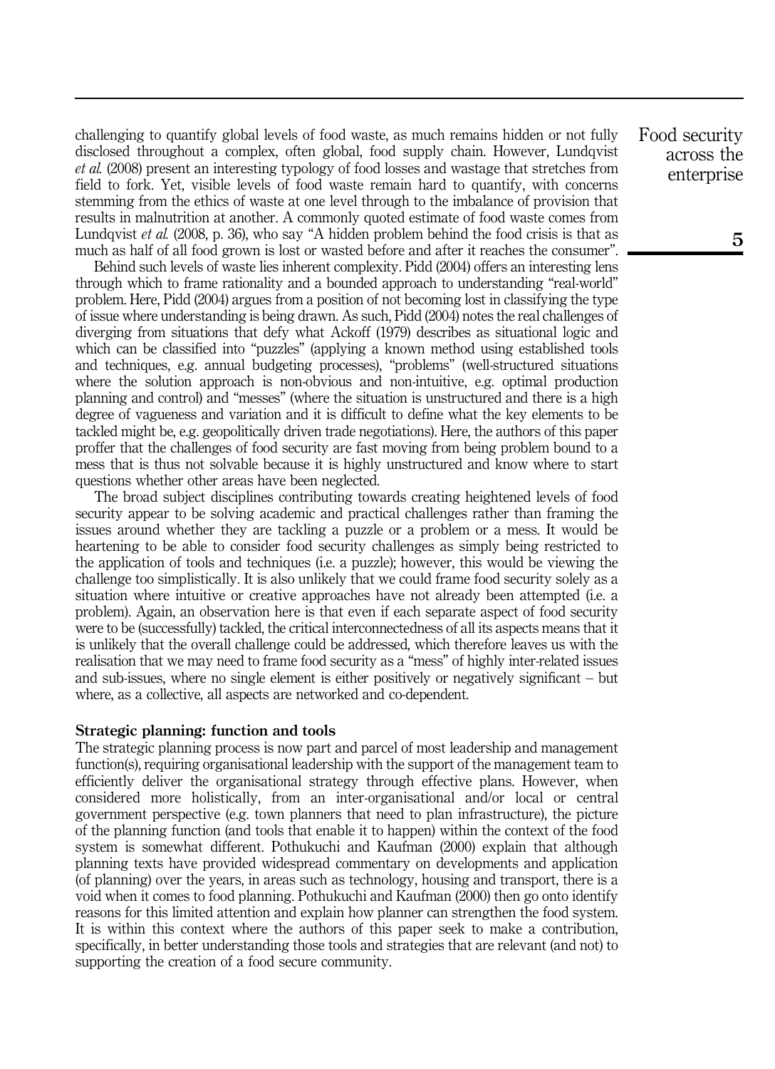challenging to quantify global levels of food waste, as much remains hidden or not fully disclosed throughout a complex, often global, food supply chain. However, Lundqvist *et al.* (2008) present an interesting typology of food losses and wastage that stretches from field to fork. Yet, visible levels of food waste remain hard to quantify, with concerns stemming from the ethics of waste at one level through to the imbalance of provision that results in malnutrition at another. A commonly quoted estimate of food waste comes from Lundqvist *et al.* (2008, p. 36), who say "A hidden problem behind the food crisis is that as much as half of all food grown is lost or wasted before and after it reaches the consumer".

Behind such levels of waste lies inherent complexity. Pidd (2004) offers an interesting lens through which to frame rationality and a bounded approach to understanding "real-world" problem. Here, Pidd (2004) argues from a position of not becoming lost in classifying the type of issue where understanding is being drawn. As such, Pidd (2004) notes the real challenges of diverging from situations that defy what Ackoff (1979) describes as situational logic and which can be classified into "puzzles" (applying a known method using established tools and techniques, e.g. annual budgeting processes), "problems" (well-structured situations where the solution approach is non-obvious and non-intuitive, e.g. optimal production planning and control) and "messes" (where the situation is unstructured and there is a high degree of vagueness and variation and it is difficult to define what the key elements to be tackled might be, e.g. geopolitically driven trade negotiations). Here, the authors of this paper proffer that the challenges of food security are fast moving from being problem bound to a mess that is thus not solvable because it is highly unstructured and know where to start questions whether other areas have been neglected.

The broad subject disciplines contributing towards creating heightened levels of food security appear to be solving academic and practical challenges rather than framing the issues around whether they are tackling a puzzle or a problem or a mess. It would be heartening to be able to consider food security challenges as simply being restricted to the application of tools and techniques (i.e. a puzzle); however, this would be viewing the challenge too simplistically. It is also unlikely that we could frame food security solely as a situation where intuitive or creative approaches have not already been attempted (i.e. a problem). Again, an observation here is that even if each separate aspect of food security were to be (successfully) tackled, the critical interconnectedness of all its aspects means that it is unlikely that the overall challenge could be addressed, which therefore leaves us with the realisation that we may need to frame food security as a "mess" of highly inter-related issues and sub-issues, where no single element is either positively or negatively significant – but where, as a collective, all aspects are networked and co-dependent.

## Strategic planning: function and tools

The strategic planning process is now part and parcel of most leadership and management function(s), requiring organisational leadership with the support of the management team to efficiently deliver the organisational strategy through effective plans. However, when considered more holistically, from an inter-organisational and/or local or central government perspective (e.g. town planners that need to plan infrastructure), the picture of the planning function (and tools that enable it to happen) within the context of the food system is somewhat different. Pothukuchi and Kaufman (2000) explain that although planning texts have provided widespread commentary on developments and application (of planning) over the years, in areas such as technology, housing and transport, there is a void when it comes to food planning. Pothukuchi and Kaufman (2000) then go onto identify reasons for this limited attention and explain how planner can strengthen the food system. It is within this context where the authors of this paper seek to make a contribution, specifically, in better understanding those tools and strategies that are relevant (and not) to supporting the creation of a food secure community.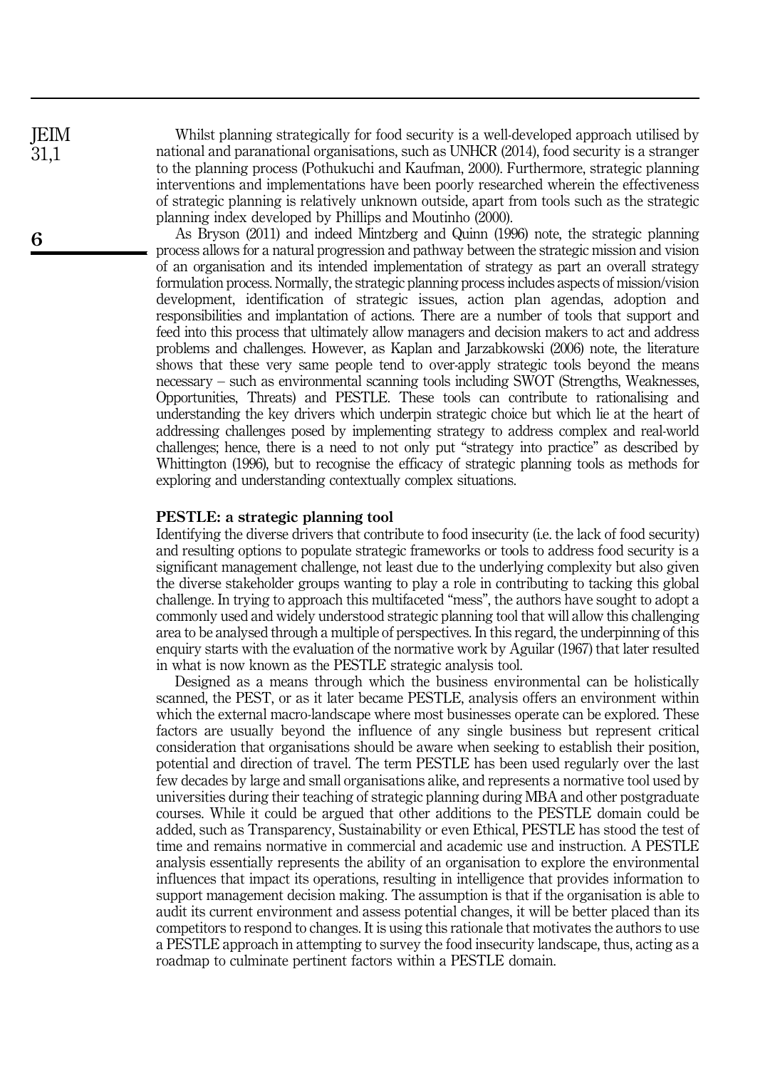Whilst planning strategically for food security is a well-developed approach utilised by national and paranational organisations, such as UNHCR (2014), food security is a stranger to the planning process (Pothukuchi and Kaufman, 2000). Furthermore, strategic planning interventions and implementations have been poorly researched wherein the effectiveness of strategic planning is relatively unknown outside, apart from tools such as the strategic planning index developed by Phillips and Moutinho (2000).

As Bryson (2011) and indeed Mintzberg and Quinn (1996) note, the strategic planning process allows for a natural progression and pathway between the strategic mission and vision of an organisation and its intended implementation of strategy as part an overall strategy formulation process. Normally, the strategic planning process includes aspects of mission/vision development, identification of strategic issues, action plan agendas, adoption and responsibilities and implantation of actions. There are a number of tools that support and feed into this process that ultimately allow managers and decision makers to act and address problems and challenges. However, as Kaplan and Jarzabkowski (2006) note, the literature shows that these very same people tend to over-apply strategic tools beyond the means necessary – such as environmental scanning tools including SWOT (Strengths, Weaknesses, Opportunities, Threats) and PESTLE. These tools can contribute to rationalising and understanding the key drivers which underpin strategic choice but which lie at the heart of addressing challenges posed by implementing strategy to address complex and real-world challenges; hence, there is a need to not only put "strategy into practice" as described by Whittington (1996), but to recognise the efficacy of strategic planning tools as methods for exploring and understanding contextually complex situations.

## PESTLE: a strategic planning tool

Identifying the diverse drivers that contribute to food insecurity (i.e. the lack of food security) and resulting options to populate strategic frameworks or tools to address food security is a significant management challenge, not least due to the underlying complexity but also given the diverse stakeholder groups wanting to play a role in contributing to tacking this global challenge. In trying to approach this multifaceted "mess", the authors have sought to adopt a commonly used and widely understood strategic planning tool that will allow this challenging area to be analysed through a multiple of perspectives. In this regard, the underpinning of this enquiry starts with the evaluation of the normative work by Aguilar (1967) that later resulted in what is now known as the PESTLE strategic analysis tool.

Designed as a means through which the business environmental can be holistically scanned, the PEST, or as it later became PESTLE, analysis offers an environment within which the external macro-landscape where most businesses operate can be explored. These factors are usually beyond the influence of any single business but represent critical consideration that organisations should be aware when seeking to establish their position, potential and direction of travel. The term PESTLE has been used regularly over the last few decades by large and small organisations alike, and represents a normative tool used by universities during their teaching of strategic planning during MBA and other postgraduate courses. While it could be argued that other additions to the PESTLE domain could be added, such as Transparency, Sustainability or even Ethical, PESTLE has stood the test of time and remains normative in commercial and academic use and instruction. A PESTLE analysis essentially represents the ability of an organisation to explore the environmental influences that impact its operations, resulting in intelligence that provides information to support management decision making. The assumption is that if the organisation is able to audit its current environment and assess potential changes, it will be better placed than its competitors to respond to changes. It is using this rationale that motivates the authors to use a PESTLE approach in attempting to survey the food insecurity landscape, thus, acting as a roadmap to culminate pertinent factors within a PESTLE domain.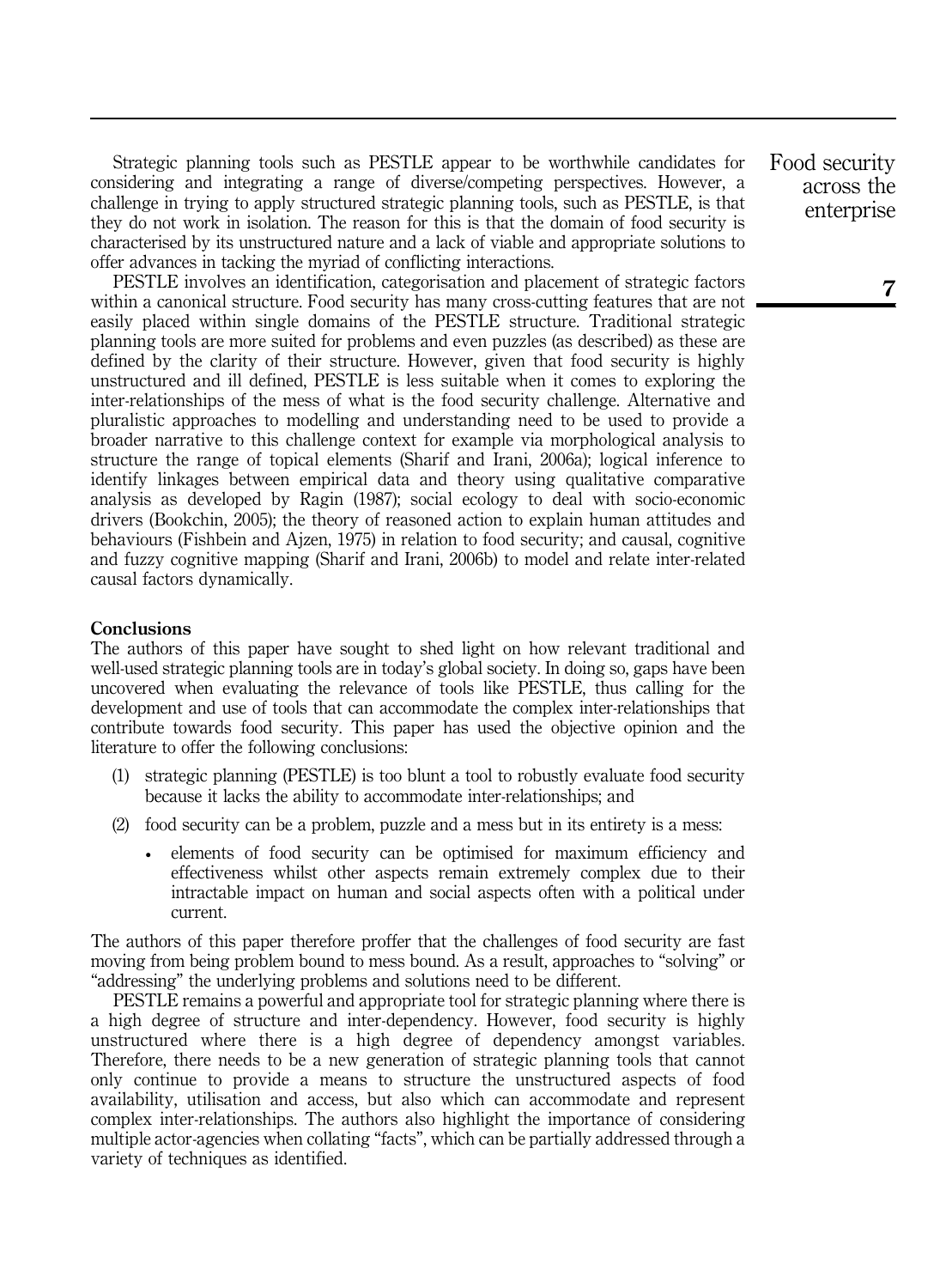Strategic planning tools such as PESTLE appear to be worthwhile candidates for considering and integrating a range of diverse/competing perspectives. However, a challenge in trying to apply structured strategic planning tools, such as PESTLE, is that they do not work in isolation. The reason for this is that the domain of food security is characterised by its unstructured nature and a lack of viable and appropriate solutions to offer advances in tacking the myriad of conflicting interactions.

PESTLE involves an identification, categorisation and placement of strategic factors within a canonical structure. Food security has many cross-cutting features that are not easily placed within single domains of the PESTLE structure. Traditional strategic planning tools are more suited for problems and even puzzles (as described) as these are defined by the clarity of their structure. However, given that food security is highly unstructured and ill defined, PESTLE is less suitable when it comes to exploring the inter-relationships of the mess of what is the food security challenge. Alternative and pluralistic approaches to modelling and understanding need to be used to provide a broader narrative to this challenge context for example via morphological analysis to structure the range of topical elements (Sharif and Irani, 2006a); logical inference to identify linkages between empirical data and theory using qualitative comparative analysis as developed by Ragin (1987); social ecology to deal with socio-economic drivers (Bookchin, 2005); the theory of reasoned action to explain human attitudes and behaviours (Fishbein and Ajzen, 1975) in relation to food security; and causal, cognitive and fuzzy cognitive mapping (Sharif and Irani, 2006b) to model and relate inter-related causal factors dynamically.

## Conclusions

The authors of this paper have sought to shed light on how relevant traditional and well-used strategic planning tools are in today's global society. In doing so, gaps have been uncovered when evaluating the relevance of tools like PESTLE, thus calling for the development and use of tools that can accommodate the complex inter-relationships that contribute towards food security. This paper has used the objective opinion and the literature to offer the following conclusions:

(1) strategic planning (PESTLE) is too blunt a tool to robustly evaluate food security because it lacks the ability to accommodate inter-relationships; and

(2) food security can be a problem, puzzle and a mess but in its entirety is a mess:

- elements of food security can be optimised for maximum efficiency and effectiveness whilst other aspects remain extremely complex due to their intractable impact on human and social aspects often with a political under current.

The authors of this paper therefore proffer that the challenges of food security are fast moving from being problem bound to mess bound. As a result, approaches to "solving" or "addressing" the underlying problems and solutions need to be different.

PESTLE remains a powerful and appropriate tool for strategic planning where there is a high degree of structure and inter-dependency. However, food security is highly unstructured where there is a high degree of dependency amongst variables. Therefore, there needs to be a new generation of strategic planning tools that cannot only continue to provide a means to structure the unstructured aspects of food availability, utilisation and access, but also which can accommodate and represent complex inter-relationships. The authors also highlight the importance of considering multiple actor-agencies when collating "facts", which can be partially addressed through a variety of techniques as identified.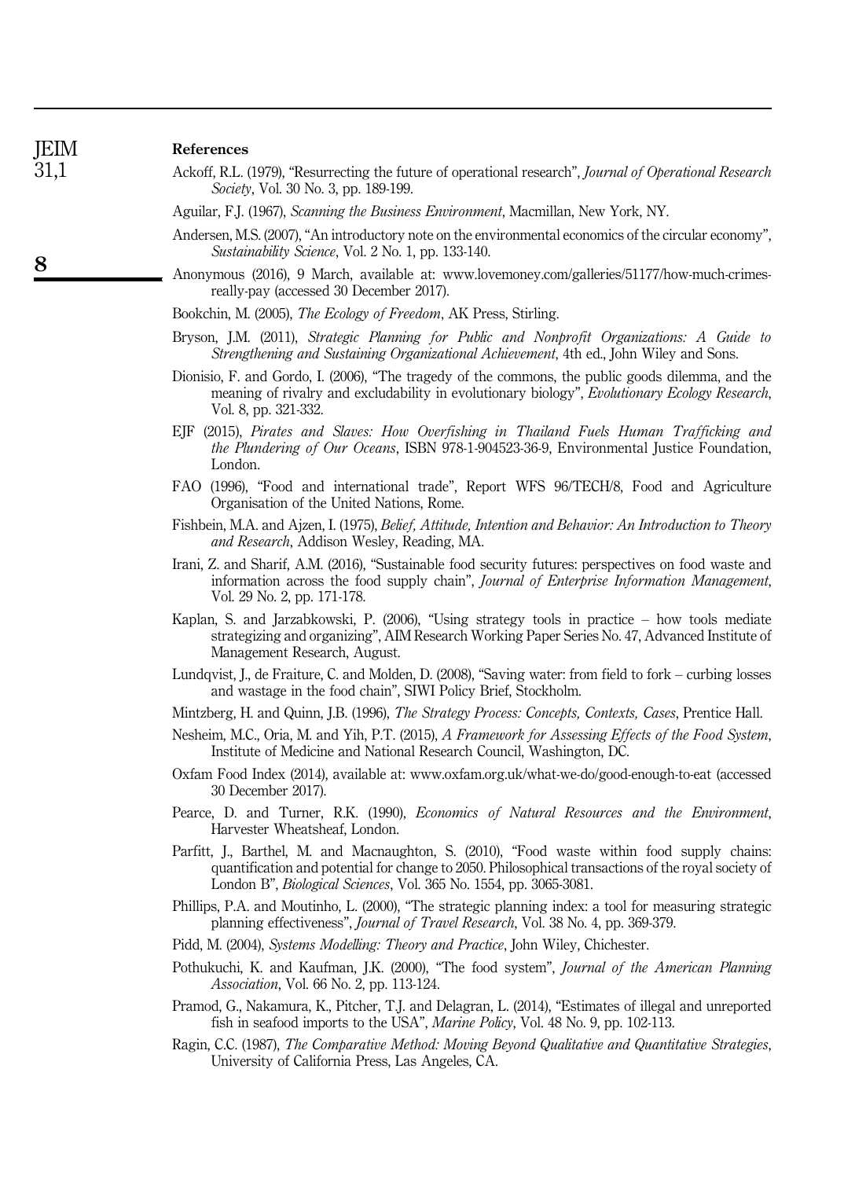## References

Ackoff, R.L. (1979), "Resurrecting the future of operational research", *Journal of Operational Research Society*, Vol. 30 No. 3, pp. 189-199.

Aguilar, F.J. (1967), *Scanning the Business Environment*, Macmillan, New York, NY.

Andersen, M.S. (2007), "An introductory note on the environmental economics of the circular economy", *Sustainability Science*, Vol. 2 No. 1, pp. 133-140.

Anonymous (2016), 9 March, available at: www.lovemoney.com/galleries/51177/how-much-crimes-really-pay (accessed 30 December 2017).

Bookchin, M. (2005), *The Ecology of Freedom*, AK Press, Stirling.

Bryson, J.M. (2011), *Strategic Planning for Public and Nonprofit Organizations: A Guide to Strengthening and Sustaining Organizational Achievement*, 4th ed., John Wiley and Sons.

Dionisio, F. and Gordo, I. (2006), "The tragedy of the commons, the public goods dilemma, and the meaning of rivalry and excludability in evolutionary biology", *Evolutionary Ecology Research*, Vol. 8, pp. 321-332.

EJF (2015), *Pirates and Slaves: How Overfishing in Thailand Fuels Human Trafficking and the Plundering of Our Oceans*, ISBN 978-1-904523-36-9, Environmental Justice Foundation, London.

FAO (1996), "Food and international trade", Report WFS 96/TECH/8, Food and Agriculture Organisation of the United Nations, Rome.

Fishbein, M.A. and Ajzen, I. (1975), *Belief, Attitude, Intention and Behavior: An Introduction to Theory and Research*, Addison Wesley, Reading, MA.

Irani, Z. and Sharif, A.M. (2016), "Sustainable food security futures: perspectives on food waste and information across the food supply chain", *Journal of Enterprise Information Management*, Vol. 29 No. 2, pp. 171-178.

Kaplan, S. and Jarzabkowski, P. (2006), "Using strategy tools in practice – how tools mediate strategizing and organizing", AIM Research Working Paper Series No. 47, Advanced Institute of Management Research, August.

Lundqvist, J., de Fraiture, C. and Molden, D. (2008), "Saving water: from field to fork – curbing losses and wastage in the food chain", SIWI Policy Brief, Stockholm.

Mintzberg, H. and Quinn, J.B. (1996), *The Strategy Process: Concepts, Contexts, Cases*, Prentice Hall.

Nesheim, M.C., Oria, M. and Yih, P.T. (2015), *A Framework for Assessing Effects of the Food System*, Institute of Medicine and National Research Council, Washington, DC.

Oxfam Food Index (2014), available at: www.oxfam.org.uk/what-we-do/good-enough-to-eat (accessed 30 December 2017).

Pearce, D. and Turner, R.K. (1990), *Economics of Natural Resources and the Environment*, Harvester Wheatsheaf, London.

Parfitt, J., Barthel, M. and Macnaughton, S. (2010), "Food waste within food supply chains: quantification and potential for change to 2050. Philosophical transactions of the royal society of London B", *Biological Sciences*, Vol. 365 No. 1554, pp. 3065-3081.

Phillips, P.A. and Moutinho, L. (2000), "The strategic planning index: a tool for measuring strategic planning effectiveness", *Journal of Travel Research*, Vol. 38 No. 4, pp. 369-379.

Pidd, M. (2004), *Systems Modelling: Theory and Practice*, John Wiley, Chichester.

Pothukuchi, K. and Kaufman, J.K. (2000), "The food system", *Journal of the American Planning Association*, Vol. 66 No. 2, pp. 113-124.

Pramod, G., Nakamura, K., Pitcher, T.J. and Delagran, L. (2014), "Estimates of illegal and unreported fish in seafood imports to the USA", *Marine Policy*, Vol. 48 No. 9, pp. 102-113.

Ragin, C.C. (1987), *The Comparative Method: Moving Beyond Qualitative and Quantitative Strategies*, University of California Press, Las Angeles, CA.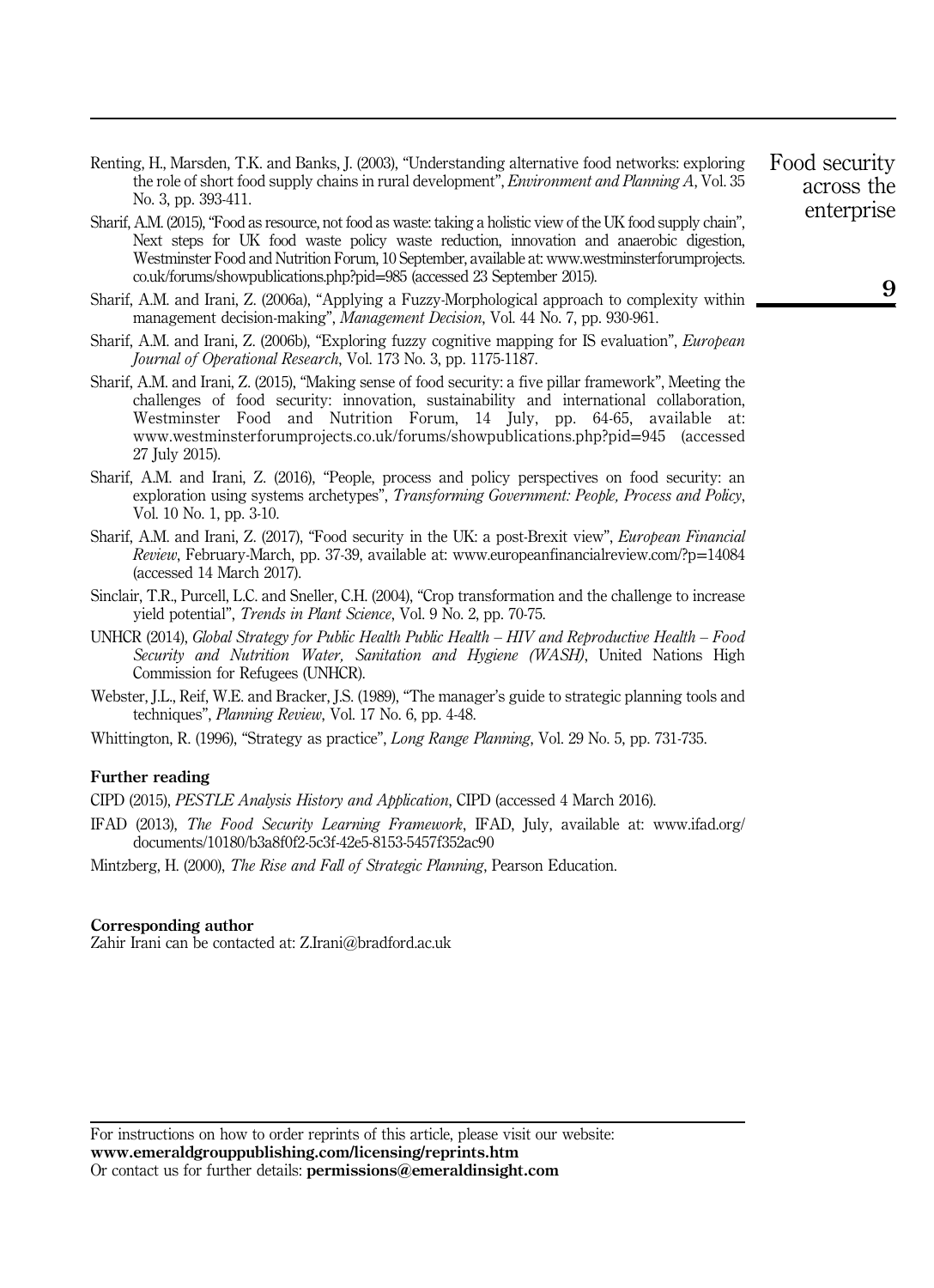Renting, H., Marsden, T.K. and Banks, J. (2003), "Understanding alternative food networks: exploring the role of short food supply chains in rural development", *Environment and Planning A*, Vol. 35 No. 3, pp. 393-411.

Sharif, A.M. (2015), "Food as resource, not food as waste: taking a holistic view of the UK food supply chain", Next steps for UK food waste policy waste reduction, innovation and anaerobic digestion, Westminster Food and Nutrition Forum, 10 September, available at: www.westminsterforumprojects.co.uk/forums/showpublications.php?pid=985 (accessed 23 September 2015).

Sharif, A.M. and Irani, Z. (2006a), "Applying a Fuzzy-Morphological approach to complexity within management decision-making", *Management Decision*, Vol. 44 No. 7, pp. 930-961.

Sharif, A.M. and Irani, Z. (2006b), "Exploring fuzzy cognitive mapping for IS evaluation", *European Journal of Operational Research*, Vol. 173 No. 3, pp. 1175-1187.

Sharif, A.M. and Irani, Z. (2015), "Making sense of food security: a five pillar framework", Meeting the challenges of food security: innovation, sustainability and international collaboration, Westminster Food and Nutrition Forum, 14 July, pp. 64-65, available at: www.westminsterforumprojects.co.uk/forums/showpublications.php?pid=945 (accessed 27 July 2015).

Sharif, A.M. and Irani, Z. (2016), "People, process and policy perspectives on food security: an exploration using systems archetypes", *Transforming Government: People, Process and Policy*, Vol. 10 No. 1, pp. 3-10.

Sharif, A.M. and Irani, Z. (2017), "Food security in the UK: a post-Brexit view", *European Financial Review*, February-March, pp. 37-39, available at: www.europeanfinancialreview.com/?p=14084 (accessed 14 March 2017).

Sinclair, T.R., Purcell, L.C. and Sneller, C.H. (2004), "Crop transformation and the challenge to increase yield potential", *Trends in Plant Science*, Vol. 9 No. 2, pp. 70-75.

UNHCR (2014), *Global Strategy for Public Health Public Health – HIV and Reproductive Health – Food Security and Nutrition Water, Sanitation and Hygiene (WASH)*, United Nations High Commission for Refugees (UNHCR).

Webster, J.L., Reif, W.E. and Bracker, J.S. (1989), "The manager's guide to strategic planning tools and techniques", *Planning Review*, Vol. 17 No. 6, pp. 4-48.

Whittington, R. (1996), "Strategy as practice", *Long Range Planning*, Vol. 29 No. 5, pp. 731-735.

### Further reading

CIPD (2015), *PESTLE Analysis History and Application*, CIPD (accessed 4 March 2016).

IFAD (2013), *The Food Security Learning Framework*, IFAD, July, available at: www.ifad.org/documents/10180/b3a8f0f2-5c3f-42e5-8153-5457f352ac90

Mintzberg, H. (2000), *The Rise and Fall of Strategic Planning*, Pearson Education.

### Corresponding author

Zahir Irani can be contacted at: Z.Irani@bradford.ac.uk

For instructions on how to order reprints of this article, please visit our website:
**www.emeraldgrouppublishing.com/licensing/reprints.htm**
Or contact us for further details: **permissions@emeraldinsight.com**